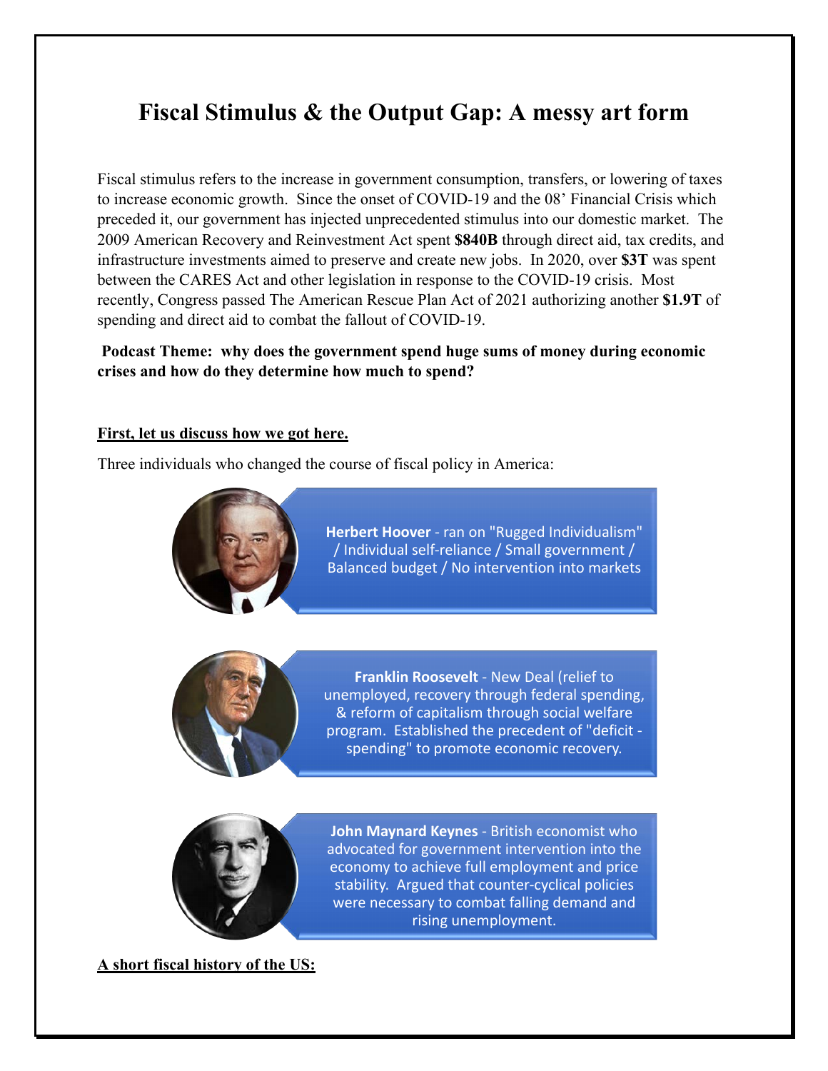# Fiscal Stimulus & the Output Gap: A messy art form

Fiscal stimulus refers to the increase in government consumption, transfers, or lowering of taxes to increase economic growth. Since the onset of COVID-19 and the 08' Financial Crisis which preceded it, our government has injected unprecedented stimulus into our domestic market. The 2009 American Recovery and Reinvestment Act spent **$840B** through direct aid, tax credits, and infrastructure investments aimed to preserve and create new jobs. In 2020, over **$3T** was spent between the CARES Act and other legislation in response to the COVID-19 crisis. Most recently, Congress passed The American Rescue Plan Act of 2021 authorizing another **$1.9T** of spending and direct aid to combat the fallout of COVID-19.

**Podcast Theme: why does the government spend huge sums of money during economic crises and how do they determine how much to spend?**

**First, let us discuss how we got here.**

Three individuals who changed the course of fiscal policy in America:

**Herbert Hoover** - ran on "Rugged Individualism" / Individual self-reliance / Small government / Balanced budget / No intervention into markets

**Franklin Roosevelt** - New Deal (relief to unemployed, recovery through federal spending, & reform of capitalism through social welfare program. Established the precedent of "deficit - spending" to promote economic recovery.

**John Maynard Keynes** - British economist who advocated for government intervention into the economy to achieve full employment and price stability. Argued that counter-cyclical policies were necessary to combat falling demand and rising unemployment.

**A short fiscal history of the US:**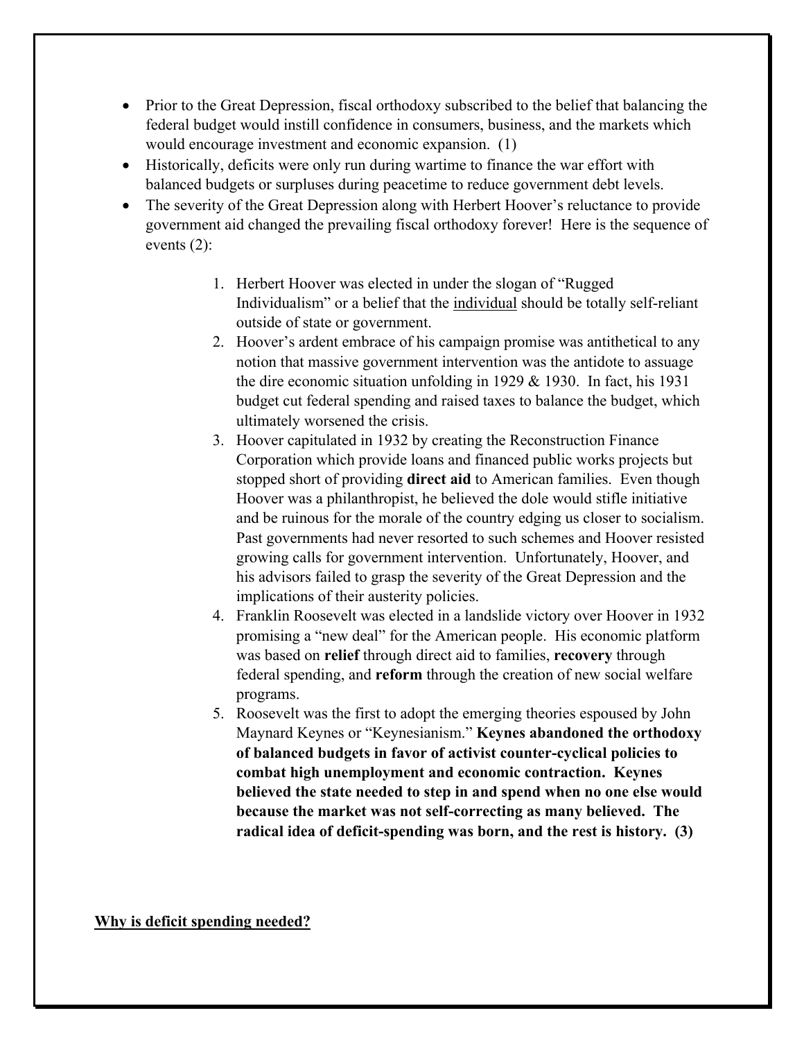- Prior to the Great Depression, fiscal orthodoxy subscribed to the belief that balancing the federal budget would instill confidence in consumers, business, and the markets which would encourage investment and economic expansion. (1)
- Historically, deficits were only run during wartime to finance the war effort with balanced budgets or surpluses during peacetime to reduce government debt levels.
- The severity of the Great Depression along with Herbert Hoover's reluctance to provide government aid changed the prevailing fiscal orthodoxy forever! Here is the sequence of events (2):

    1. Herbert Hoover was elected in under the slogan of "Rugged Individualism" or a belief that the <u>individual</u> should be totally self-reliant outside of state or government.
    2. Hoover's ardent embrace of his campaign promise was antithetical to any notion that massive government intervention was the antidote to assuage the dire economic situation unfolding in 1929 & 1930. In fact, his 1931 budget cut federal spending and raised taxes to balance the budget, which ultimately worsened the crisis.
    3. Hoover capitulated in 1932 by creating the Reconstruction Finance Corporation which provide loans and financed public works projects but stopped short of providing **direct aid** to American families. Even though Hoover was a philanthropist, he believed the dole would stifle initiative and be ruinous for the morale of the country edging us closer to socialism. Past governments had never resorted to such schemes and Hoover resisted growing calls for government intervention. Unfortunately, Hoover, and his advisors failed to grasp the severity of the Great Depression and the implications of their austerity policies.
    4. Franklin Roosevelt was elected in a landslide victory over Hoover in 1932 promising a "new deal" for the American people. His economic platform was based on **relief** through direct aid to families, **recovery** through federal spending, and **reform** through the creation of new social welfare programs.
    5. Roosevelt was the first to adopt the emerging theories espoused by John Maynard Keynes or "Keynesianism." **Keynes abandoned the orthodoxy of balanced budgets in favor of activist counter-cyclical policies to combat high unemployment and economic contraction. Keynes believed the state needed to step in and spend when no one else would because the market was not self-correcting as many believed. The radical idea of deficit-spending was born, and the rest is history. (3)**

<u>**Why is deficit spending needed?**</u>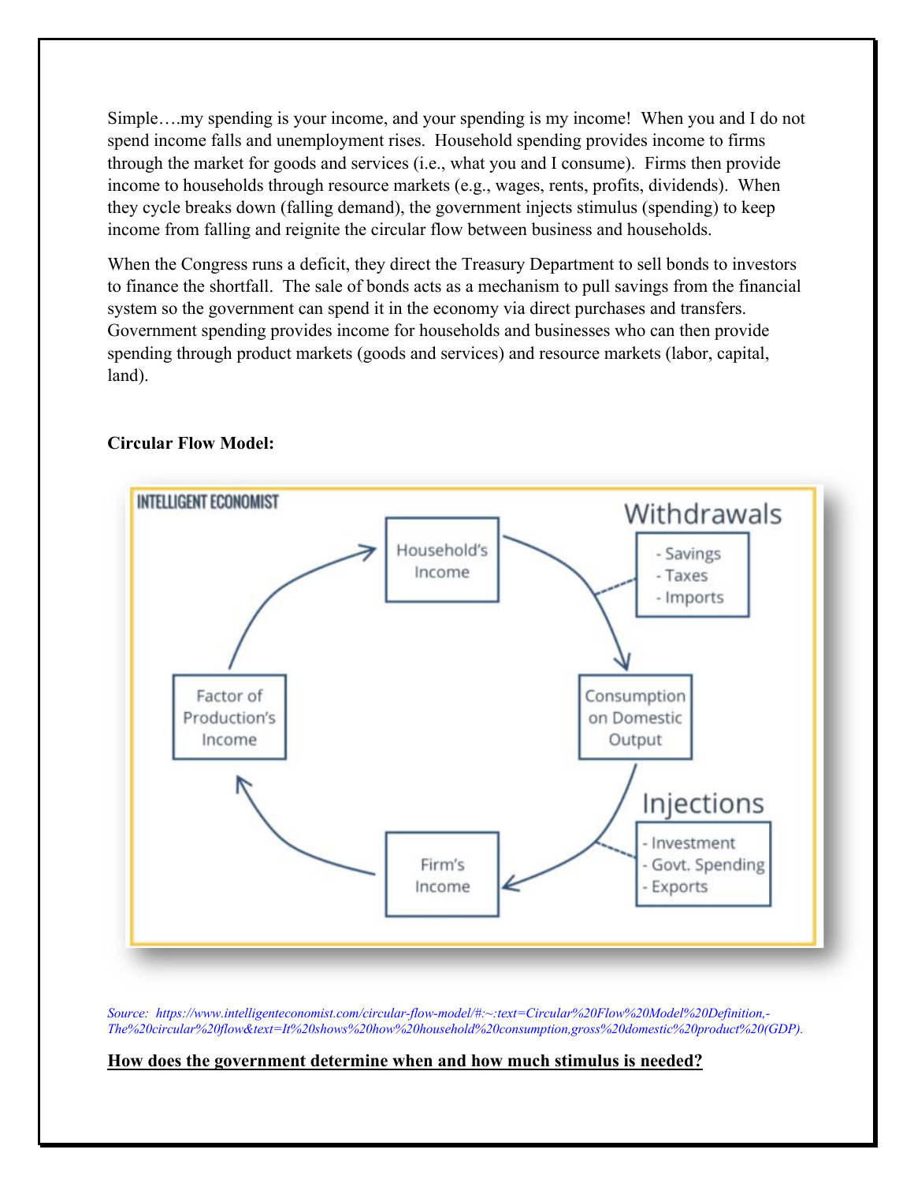Simple….my spending is your income, and your spending is my income! When you and I do not spend income falls and unemployment rises. Household spending provides income to firms through the market for goods and services (i.e., what you and I consume). Firms then provide income to households through resource markets (e.g., wages, rents, profits, dividends). When they cycle breaks down (falling demand), the government injects stimulus (spending) to keep income from falling and reignite the circular flow between business and households.

When the Congress runs a deficit, they direct the Treasury Department to sell bonds to investors to finance the shortfall. The sale of bonds acts as a mechanism to pull savings from the financial system so the government can spend it in the economy via direct purchases and transfers. Government spending provides income for households and businesses who can then provide spending through product markets (goods and services) and resource markets (labor, capital, land).

**Circular Flow Model:**

*Source: https://www.intelligenteconomist.com/circular-flow-model/#:~:text=Circular%20Flow%20Model%20Definition,-The%20circular%20flow&text=It%20shows%20how%20household%20consumption,gross%20domestic%20product%20(GDP).*

**How does the government determine when and how much stimulus is needed?**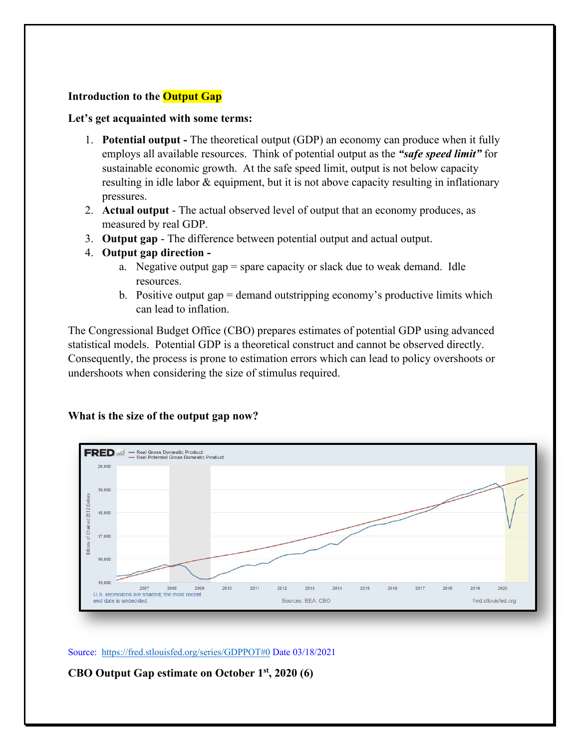**Introduction to the Output Gap**

**Let's get acquainted with some terms:**

1. **Potential output -** The theoretical output (GDP) an economy can produce when it fully employs all available resources. Think of potential output as the ***"safe speed limit"*** for sustainable economic growth. At the safe speed limit, output is not below capacity resulting in idle labor & equipment, but it is not above capacity resulting in inflationary pressures.
2. **Actual output** - The actual observed level of output that an economy produces, as measured by real GDP.
3. **Output gap** - The difference between potential output and actual output.
4. **Output gap direction -**
   a. Negative output gap = spare capacity or slack due to weak demand. Idle resources.
   b. Positive output gap = demand outstripping economy's productive limits which can lead to inflation.

The Congressional Budget Office (CBO) prepares estimates of potential GDP using advanced statistical models. Potential GDP is a theoretical construct and cannot be observed directly. Consequently, the process is prone to estimation errors which can lead to policy overshoots or undershoots when considering the size of stimulus required.

**What is the size of the output gap now?**

Source: https://fred.stlouisfed.org/series/GDPPOT#0 Date 03/18/2021

**CBO Output Gap estimate on October 1st, 2020 (6)**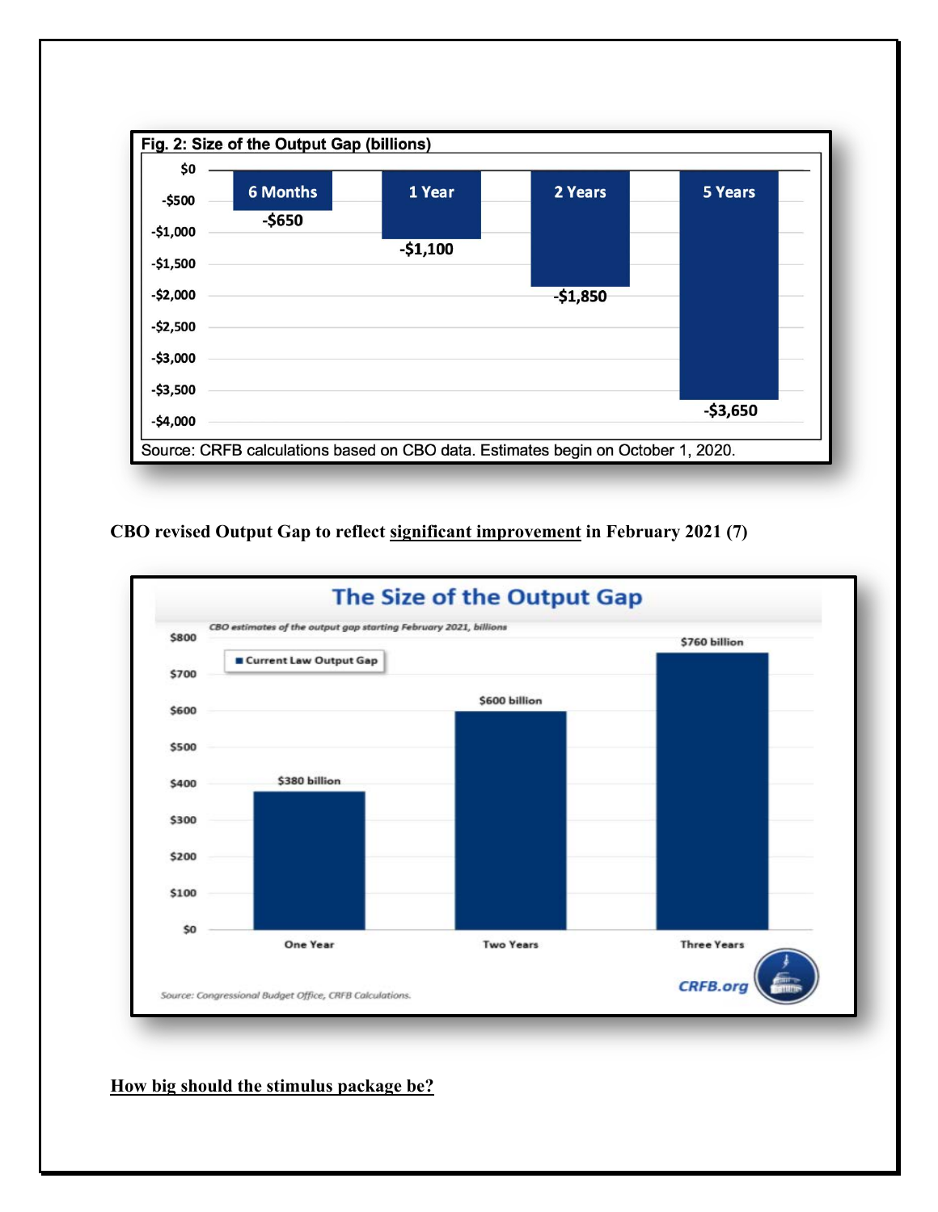**Fig. 2: Size of the Output Gap (billions)**

| 6 Months | 1 Year | 2 Years | 5 Years |
|---|---|---|---|
| -$650 | -$1,100 | -$1,850 | -$3,650 |

Source: CRFB calculations based on CBO data. Estimates begin on October 1, 2020.

**CBO revised Output Gap to reflect <u>significant improvement</u> in February 2021 (7)**

**The Size of the Output Gap**

*CBO estimates of the output gap starting February 2021, billions*

Current Law Output Gap

| One Year | Two Years | Three Years |
|---|---|---|
| $380 billion | $600 billion | $760 billion |

*Source: Congressional Budget Office, CRFB Calculations.*

CRFB.org

**<u>How big should the stimulus package be?</u>**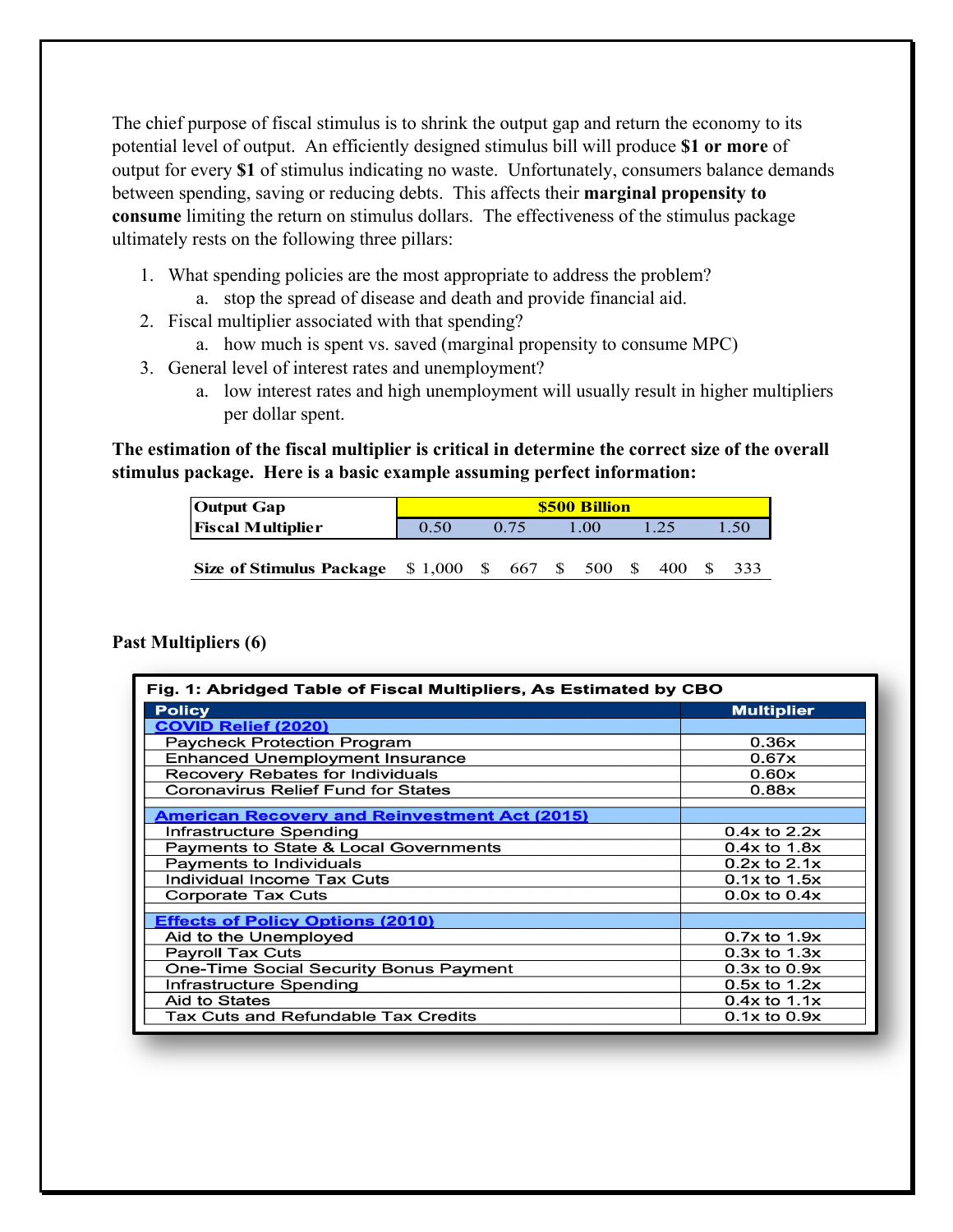The chief purpose of fiscal stimulus is to shrink the output gap and return the economy to its potential level of output. An efficiently designed stimulus bill will produce **$1 or more** of output for every **$1** of stimulus indicating no waste. Unfortunately, consumers balance demands between spending, saving or reducing debts. This affects their **marginal propensity to consume** limiting the return on stimulus dollars. The effectiveness of the stimulus package ultimately rests on the following three pillars:

1. What spending policies are the most appropriate to address the problem?
    a. stop the spread of disease and death and provide financial aid.
2. Fiscal multiplier associated with that spending?
    a. how much is spent vs. saved (marginal propensity to consume MPC)
3. General level of interest rates and unemployment?
    a. low interest rates and high unemployment will usually result in higher multipliers per dollar spent.

**The estimation of the fiscal multiplier is critical in determine the correct size of the overall stimulus package. Here is a basic example assuming perfect information:**

| **Output Gap** | **$500 Billion** | | | | |
|---|---|---|---|---|---|
| **Fiscal Multiplier** | 0.50 | 0.75 | 1.00 | 1.25 | 1.50 |
| **Size of Stimulus Package** | $ 1,000 | $ 667 | $ 500 | $ 400 | $ 333 |

**Past Multipliers (6)**

**Fig. 1: Abridged Table of Fiscal Multipliers, As Estimated by CBO**

| Policy | Multiplier |
|---|---|
| **COVID Relief (2020)** | |
| Paycheck Protection Program | 0.36x |
| Enhanced Unemployment Insurance | 0.67x |
| Recovery Rebates for Individuals | 0.60x |
| Coronavirus Relief Fund for States | 0.88x |
| **American Recovery and Reinvestment Act (2015)** | |
| Infrastructure Spending | 0.4x to 2.2x |
| Payments to State & Local Governments | 0.4x to 1.8x |
| Payments to Individuals | 0.2x to 2.1x |
| Individual Income Tax Cuts | 0.1x to 1.5x |
| Corporate Tax Cuts | 0.0x to 0.4x |
| **Effects of Policy Options (2010)** | |
| Aid to the Unemployed | 0.7x to 1.9x |
| Payroll Tax Cuts | 0.3x to 1.3x |
| One-Time Social Security Bonus Payment | 0.3x to 0.9x |
| Infrastructure Spending | 0.5x to 1.2x |
| Aid to States | 0.4x to 1.1x |
| Tax Cuts and Refundable Tax Credits | 0.1x to 0.9x |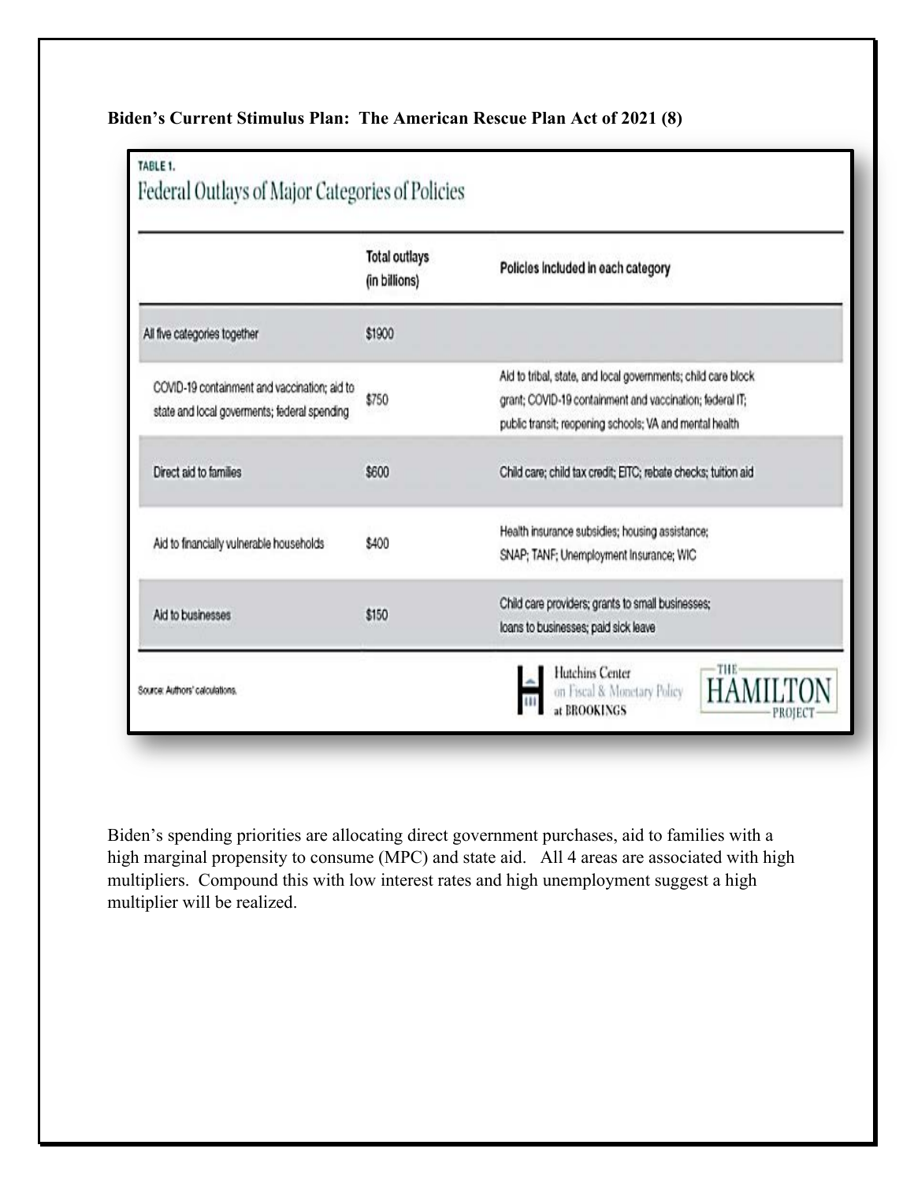**Biden's Current Stimulus Plan: The American Rescue Plan Act of 2021 (8)**

TABLE 1.

Federal Outlays of Major Categories of Policies

| | Total outlays (in billions) | Policies included in each category |
|---|---|---|
| All five categories together | $1900 | |
| COVID-19 containment and vaccination; aid to state and local goverments; federal spending | $750 | Aid to tribal, state, and local governments; child care block grant; COVID-19 containment and vaccination; federal IT; public transit; reopening schools; VA and mental health |
| Direct aid to families | $600 | Child care; child tax credit; EITC; rebate checks; tuition aid |
| Aid to financially vulnerable households | $400 | Health insurance subsidies; housing assistance; SNAP; TANF; Unemployment Insurance; WIC |
| Aid to businesses | $150 | Child care providers; grants to small businesses; loans to businesses; paid sick leave |

Source: Authors' calculations.

Hutchins Center on Fiscal & Monetary Policy at BROOKINGS — THE HAMILTON PROJECT

Biden's spending priorities are allocating direct government purchases, aid to families with a high marginal propensity to consume (MPC) and state aid. All 4 areas are associated with high multipliers. Compound this with low interest rates and high unemployment suggest a high multiplier will be realized.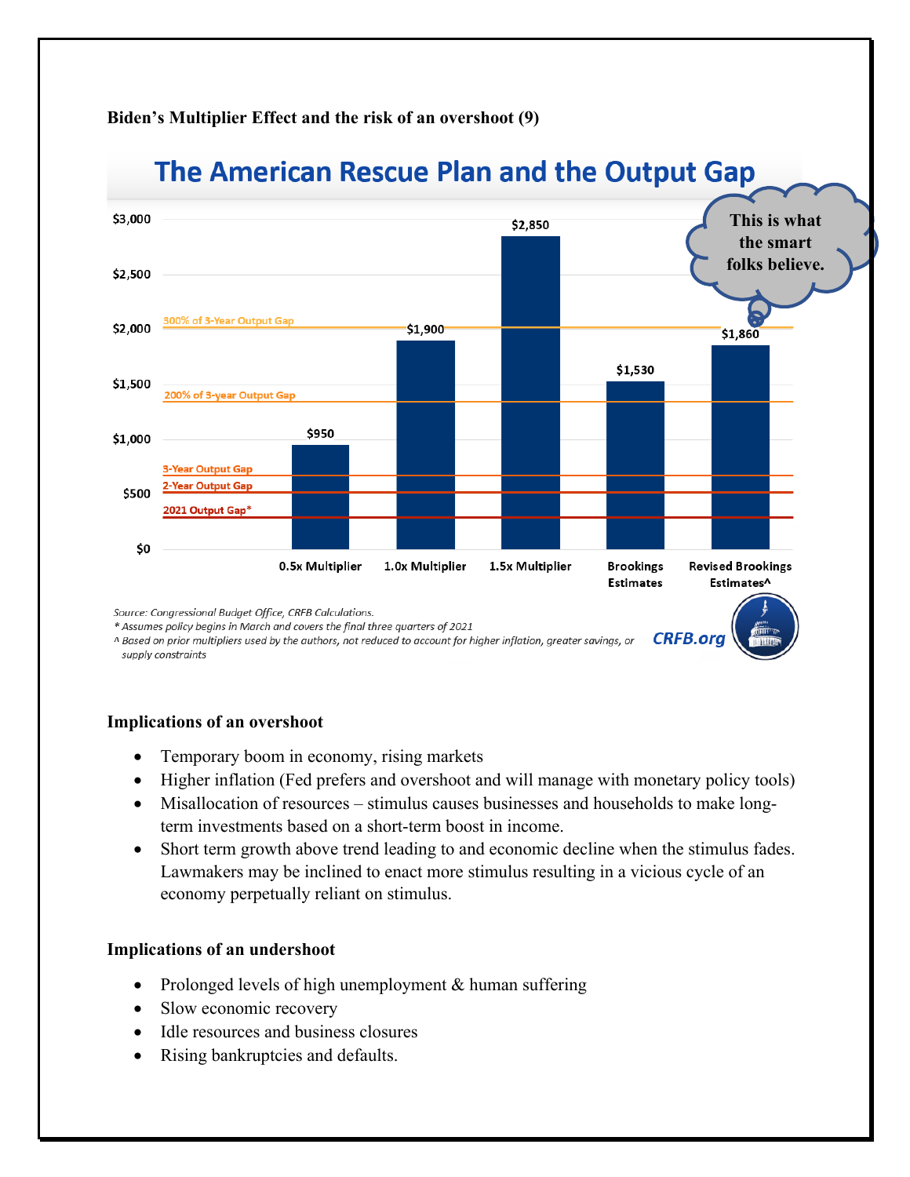**Biden's Multiplier Effect and the risk of an overshoot (9)**

## The American Rescue Plan and the Output Gap

| | 0.5x Multiplier | 1.0x Multiplier | 1.5x Multiplier | Brookings Estimates | Revised Brookings Estimates^ |
|---|---|---|---|---|---|
| Value | $950 | $1,900 | $2,850 | $1,530 | $1,860 |

Reference lines: 300% of 3-Year Output Gap; 200% of 3-year Output Gap; 3-Year Output Gap; 2-Year Output Gap; 2021 Output Gap*

This is what the smart folks believe.

*Source: Congressional Budget Office, CRFB Calculations.*
*\* Assumes policy begins in March and covers the final three quarters of 2021*
*^ Based on prior multipliers used by the authors, not reduced to account for higher inflation, greater savings, or supply constraints*

CRFB.org

**Implications of an overshoot**

- Temporary boom in economy, rising markets
- Higher inflation (Fed prefers and overshoot and will manage with monetary policy tools)
- Misallocation of resources – stimulus causes businesses and households to make long-term investments based on a short-term boost in income.
- Short term growth above trend leading to and economic decline when the stimulus fades. Lawmakers may be inclined to enact more stimulus resulting in a vicious cycle of an economy perpetually reliant on stimulus.

**Implications of an undershoot**

- Prolonged levels of high unemployment & human suffering
- Slow economic recovery
- Idle resources and business closures
- Rising bankruptcies and defaults.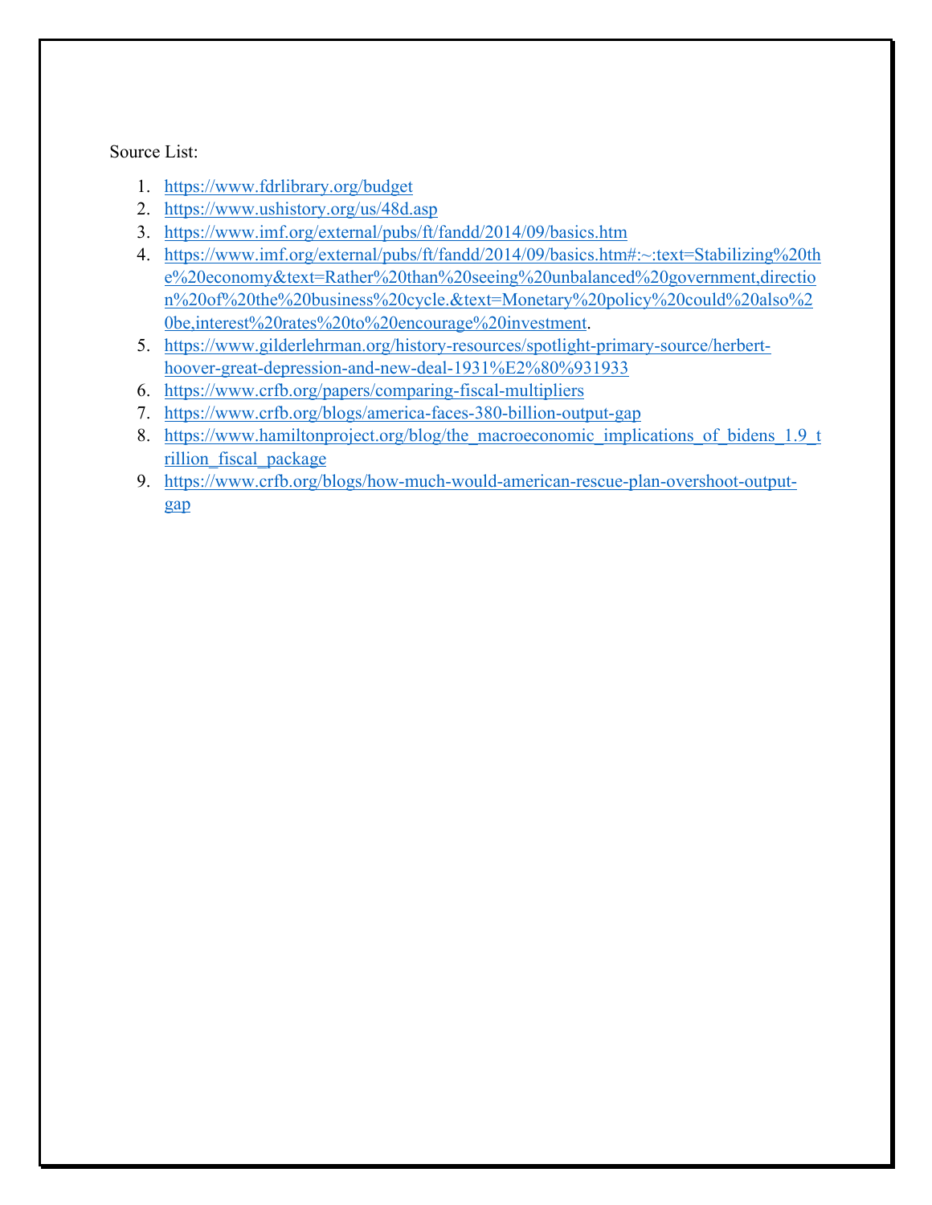Source List:

1. https://www.fdrlibrary.org/budget
2. https://www.ushistory.org/us/48d.asp
3. https://www.imf.org/external/pubs/ft/fandd/2014/09/basics.htm
4. https://www.imf.org/external/pubs/ft/fandd/2014/09/basics.htm#:~:text=Stabilizing%20the%20economy&text=Rather%20than%20seeing%20unbalanced%20government,direction%20of%20the%20business%20cycle.&text=Monetary%20policy%20could%20also%20be,interest%20rates%20to%20encourage%20investment.
5. https://www.gilderlehrman.org/history-resources/spotlight-primary-source/herbert-hoover-great-depression-and-new-deal-1931%E2%80%931933
6. https://www.crfb.org/papers/comparing-fiscal-multipliers
7. https://www.crfb.org/blogs/america-faces-380-billion-output-gap
8. https://www.hamiltonproject.org/blog/the_macroeconomic_implications_of_bidens_1.9_trillion_fiscal_package
9. https://www.crfb.org/blogs/how-much-would-american-rescue-plan-overshoot-output-gap